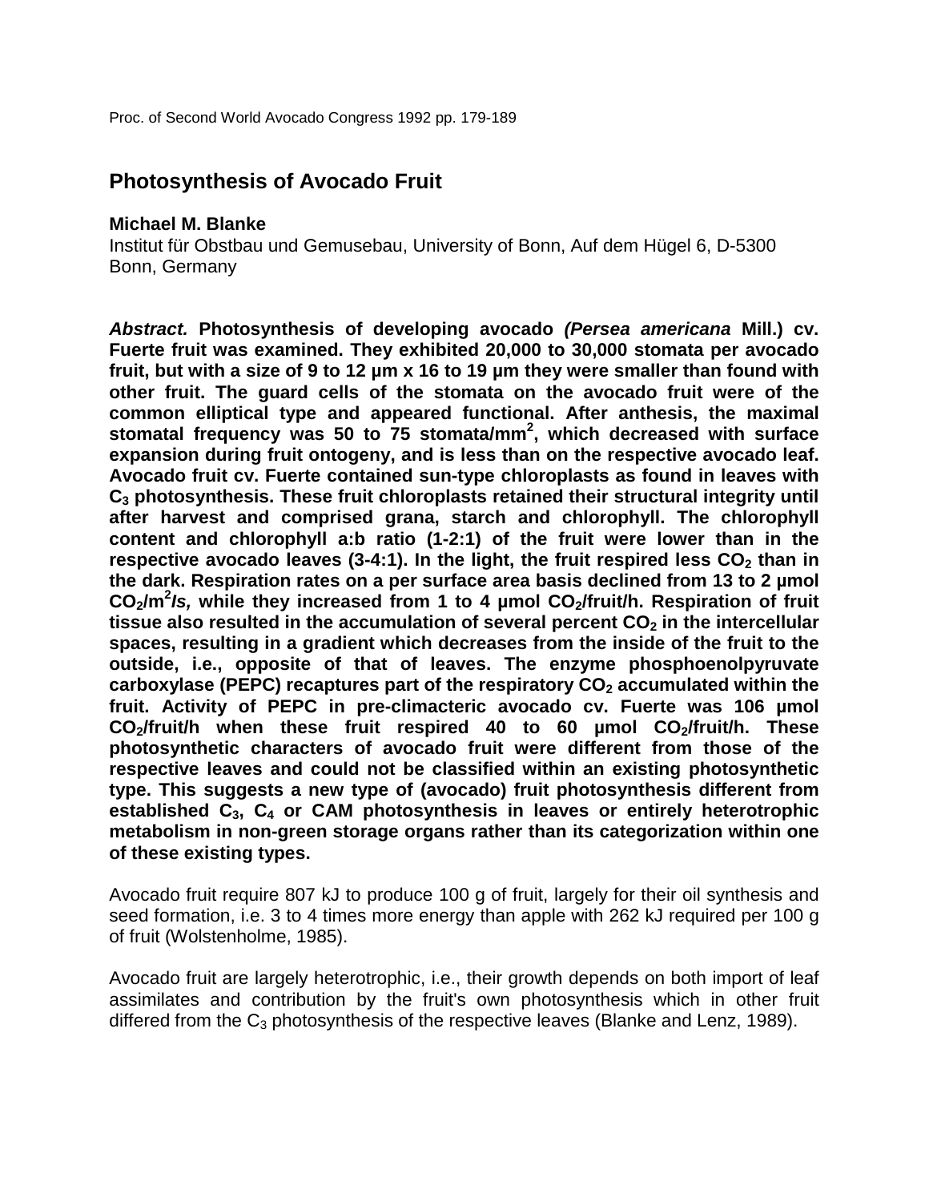Proc. of Second World Avocado Congress 1992 pp. 179-189

# Photosynthesis of Avocado Fruit

**Michael M. Blanke**

Institut für Obstbau und Gemusebau, University of Bonn, Auf dem Hügel 6, D-5300 Bonn, Germany

***Abstract.*** **Photosynthesis of developing avocado *(Persea americana* Mill.) cv. Fuerte fruit was examined. They exhibited 20,000 to 30,000 stomata per avocado fruit, but with a size of 9 to 12 µm x 16 to 19 µm they were smaller than found with other fruit. The guard cells of the stomata on the avocado fruit were of the common elliptical type and appeared functional. After anthesis, the maximal stomatal frequency was 50 to 75 stomata/mm$^2$, which decreased with surface expansion during fruit ontogeny, and is less than on the respective avocado leaf. Avocado fruit cv. Fuerte contained sun-type chloroplasts as found in leaves with $C_3$ photosynthesis. These fruit chloroplasts retained their structural integrity until after harvest and comprised grana, starch and chlorophyll. The chlorophyll content and chlorophyll a:b ratio (1-2:1) of the fruit were lower than in the respective avocado leaves (3-4:1). In the light, the fruit respired less $CO_2$ than in the dark. Respiration rates on a per surface area basis declined from 13 to 2 µmol $CO_2$/m$^2$*/s,* while they increased from 1 to 4 µmol $CO_2$/fruit/h. Respiration of fruit tissue also resulted in the accumulation of several percent $CO_2$ in the intercellular spaces, resulting in a gradient which decreases from the inside of the fruit to the outside, i.e., opposite of that of leaves. The enzyme phosphoenolpyruvate carboxylase (PEPC) recaptures part of the respiratory $CO_2$ accumulated within the fruit. Activity of PEPC in pre-climacteric avocado cv. Fuerte was 106 µmol $CO_2$/fruit/h when these fruit respired 40 to 60 µmol $CO_2$/fruit/h. These photosynthetic characters of avocado fruit were different from those of the respective leaves and could not be classified within an existing photosynthetic type. This suggests a new type of (avocado) fruit photosynthesis different from established $C_3$, $C_4$ or CAM photosynthesis in leaves or entirely heterotrophic metabolism in non-green storage organs rather than its categorization within one of these existing types.**

Avocado fruit require 807 kJ to produce 100 g of fruit, largely for their oil synthesis and seed formation, i.e. 3 to 4 times more energy than apple with 262 kJ required per 100 g of fruit (Wolstenholme, 1985).

Avocado fruit are largely heterotrophic, i.e., their growth depends on both import of leaf assimilates and contribution by the fruit's own photosynthesis which in other fruit differed from the $C_3$ photosynthesis of the respective leaves (Blanke and Lenz, 1989).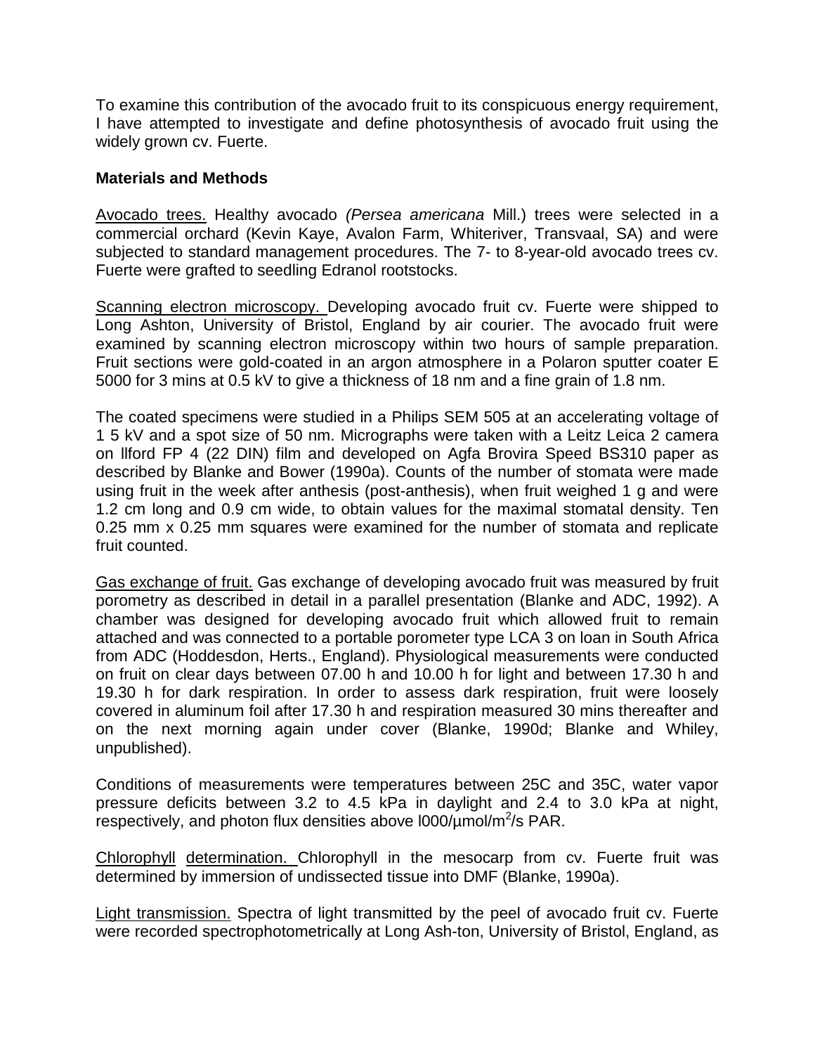To examine this contribution of the avocado fruit to its conspicuous energy requirement, I have attempted to investigate and define photosynthesis of avocado fruit using the widely grown cv. Fuerte.

**Materials and Methods**

Avocado trees. Healthy avocado *(Persea americana* Mill.) trees were selected in a commercial orchard (Kevin Kaye, Avalon Farm, Whiteriver, Transvaal, SA) and were subjected to standard management procedures. The 7- to 8-year-old avocado trees cv. Fuerte were grafted to seedling Edranol rootstocks.

Scanning electron microscopy. Developing avocado fruit cv. Fuerte were shipped to Long Ashton, University of Bristol, England by air courier. The avocado fruit were examined by scanning electron microscopy within two hours of sample preparation. Fruit sections were gold-coated in an argon atmosphere in a Polaron sputter coater E 5000 for 3 mins at 0.5 kV to give a thickness of 18 nm and a fine grain of 1.8 nm.

The coated specimens were studied in a Philips SEM 505 at an accelerating voltage of 1 5 kV and a spot size of 50 nm. Micrographs were taken with a Leitz Leica 2 camera on llford FP 4 (22 DIN) film and developed on Agfa Brovira Speed BS310 paper as described by Blanke and Bower (1990a). Counts of the number of stomata were made using fruit in the week after anthesis (post-anthesis), when fruit weighed 1 g and were 1.2 cm long and 0.9 cm wide, to obtain values for the maximal stomatal density. Ten 0.25 mm x 0.25 mm squares were examined for the number of stomata and replicate fruit counted.

Gas exchange of fruit. Gas exchange of developing avocado fruit was measured by fruit porometry as described in detail in a parallel presentation (Blanke and ADC, 1992). A chamber was designed for developing avocado fruit which allowed fruit to remain attached and was connected to a portable porometer type LCA 3 on loan in South Africa from ADC (Hoddesdon, Herts., England). Physiological measurements were conducted on fruit on clear days between 07.00 h and 10.00 h for light and between 17.30 h and 19.30 h for dark respiration. In order to assess dark respiration, fruit were loosely covered in aluminum foil after 17.30 h and respiration measured 30 mins thereafter and on the next morning again under cover (Blanke, 1990d; Blanke and Whiley, unpublished).

Conditions of measurements were temperatures between 25C and 35C, water vapor pressure deficits between 3.2 to 4.5 kPa in daylight and 2.4 to 3.0 kPa at night, respectively, and photon flux densities above l000/µmol/$m^2$/s PAR.

Chlorophyll determination. Chlorophyll in the mesocarp from cv. Fuerte fruit was determined by immersion of undissected tissue into DMF (Blanke, 1990a).

Light transmission. Spectra of light transmitted by the peel of avocado fruit cv. Fuerte were recorded spectrophotometrically at Long Ash-ton, University of Bristol, England, as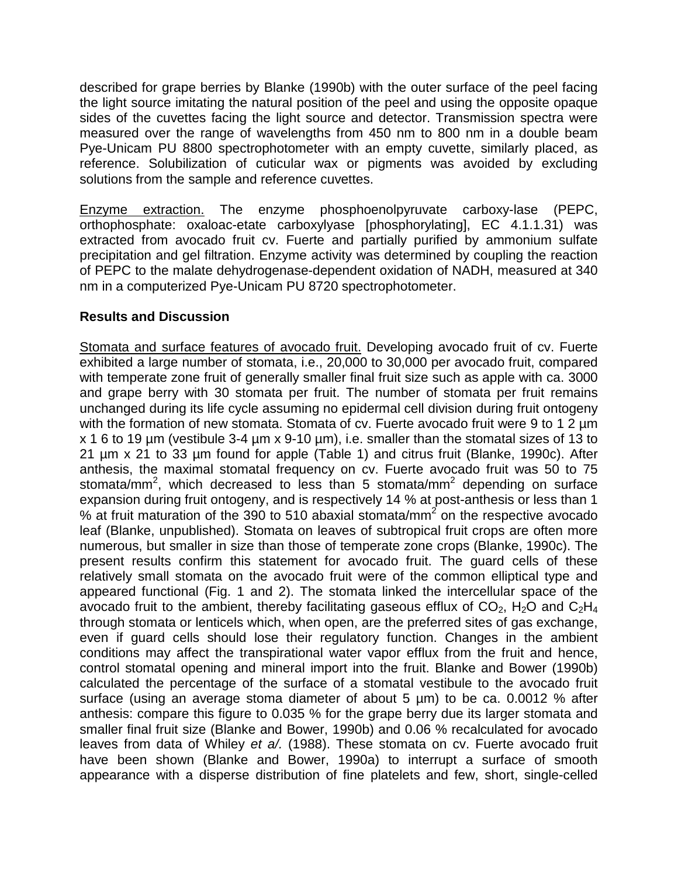described for grape berries by Blanke (1990b) with the outer surface of the peel facing the light source imitating the natural position of the peel and using the opposite opaque sides of the cuvettes facing the light source and detector. Transmission spectra were measured over the range of wavelengths from 450 nm to 800 nm in a double beam Pye-Unicam PU 8800 spectrophotometer with an empty cuvette, similarly placed, as reference. Solubilization of cuticular wax or pigments was avoided by excluding solutions from the sample and reference cuvettes.

Enzyme extraction. The enzyme phosphoenolpyruvate carboxy-lase (PEPC, orthophosphate: oxaloac-etate carboxylyase [phosphorylating], EC 4.1.1.31) was extracted from avocado fruit cv. Fuerte and partially purified by ammonium sulfate precipitation and gel filtration. Enzyme activity was determined by coupling the reaction of PEPC to the malate dehydrogenase-dependent oxidation of NADH, measured at 340 nm in a computerized Pye-Unicam PU 8720 spectrophotometer.

## Results and Discussion

Stomata and surface features of avocado fruit. Developing avocado fruit of cv. Fuerte exhibited a large number of stomata, i.e., 20,000 to 30,000 per avocado fruit, compared with temperate zone fruit of generally smaller final fruit size such as apple with ca. 3000 and grape berry with 30 stomata per fruit. The number of stomata per fruit remains unchanged during its life cycle assuming no epidermal cell division during fruit ontogeny with the formation of new stomata. Stomata of cv. Fuerte avocado fruit were 9 to 1 2 µm x 1 6 to 19 µm (vestibule 3-4 µm x 9-10 µm), i.e. smaller than the stomatal sizes of 13 to 21 µm x 21 to 33 µm found for apple (Table 1) and citrus fruit (Blanke, 1990c). After anthesis, the maximal stomatal frequency on cv. Fuerte avocado fruit was 50 to 75 stomata/mm$^2$, which decreased to less than 5 stomata/mm$^2$ depending on surface expansion during fruit ontogeny, and is respectively 14 % at post-anthesis or less than 1 % at fruit maturation of the 390 to 510 abaxial stomata/mm$^2$ on the respective avocado leaf (Blanke, unpublished). Stomata on leaves of subtropical fruit crops are often more numerous, but smaller in size than those of temperate zone crops (Blanke, 1990c). The present results confirm this statement for avocado fruit. The guard cells of these relatively small stomata on the avocado fruit were of the common elliptical type and appeared functional (Fig. 1 and 2). The stomata linked the intercellular space of the avocado fruit to the ambient, thereby facilitating gaseous efflux of $CO_2$, $H_2O$ and $C_2H_4$ through stomata or lenticels which, when open, are the preferred sites of gas exchange, even if guard cells should lose their regulatory function. Changes in the ambient conditions may affect the transpirational water vapor efflux from the fruit and hence, control stomatal opening and mineral import into the fruit. Blanke and Bower (1990b) calculated the percentage of the surface of a stomatal vestibule to the avocado fruit surface (using an average stoma diameter of about 5 µm) to be ca. 0.0012 % after anthesis: compare this figure to 0.035 % for the grape berry due its larger stomata and smaller final fruit size (Blanke and Bower, 1990b) and 0.06 % recalculated for avocado leaves from data of Whiley *et a/.* (1988). These stomata on cv. Fuerte avocado fruit have been shown (Blanke and Bower, 1990a) to interrupt a surface of smooth appearance with a disperse distribution of fine platelets and few, short, single-celled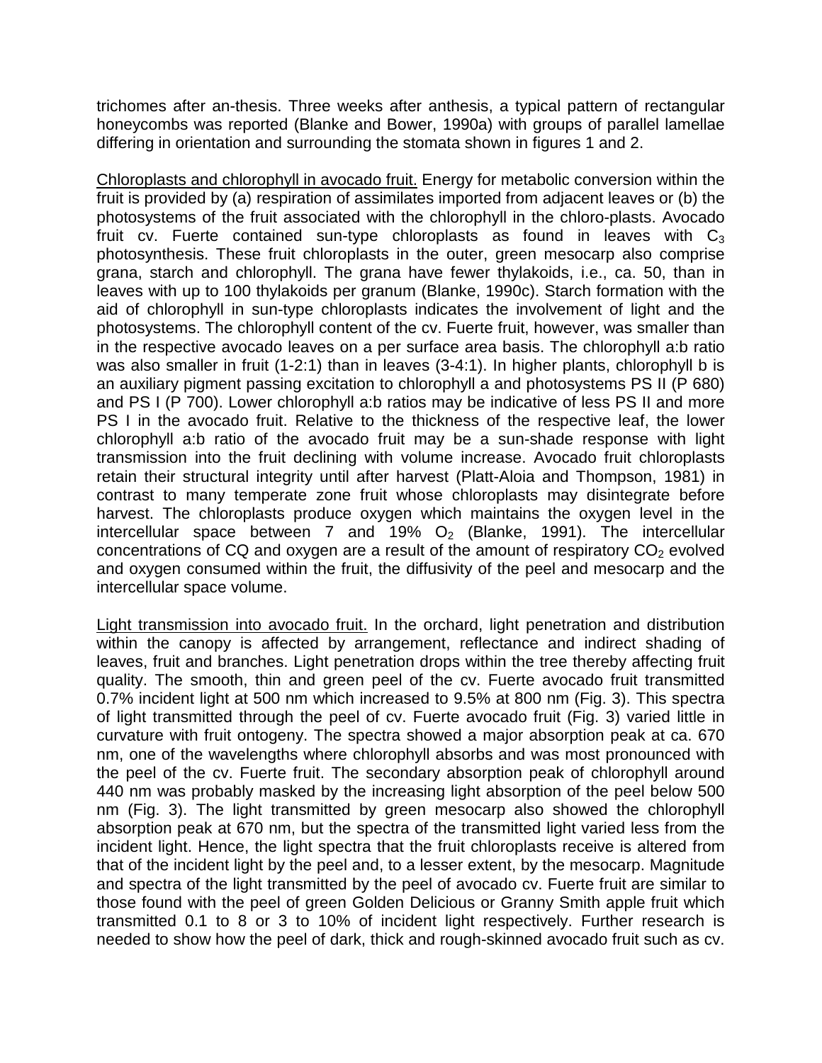trichomes after an-thesis. Three weeks after anthesis, a typical pattern of rectangular honeycombs was reported (Blanke and Bower, 1990a) with groups of parallel lamellae differing in orientation and surrounding the stomata shown in figures 1 and 2.

Chloroplasts and chlorophyll in avocado fruit. Energy for metabolic conversion within the fruit is provided by (a) respiration of assimilates imported from adjacent leaves or (b) the photosystems of the fruit associated with the chlorophyll in the chloro-plasts. Avocado fruit cv. Fuerte contained sun-type chloroplasts as found in leaves with $C_3$ photosynthesis. These fruit chloroplasts in the outer, green mesocarp also comprise grana, starch and chlorophyll. The grana have fewer thylakoids, i.e., ca. 50, than in leaves with up to 100 thylakoids per granum (Blanke, 1990c). Starch formation with the aid of chlorophyll in sun-type chloroplasts indicates the involvement of light and the photosystems. The chlorophyll content of the cv. Fuerte fruit, however, was smaller than in the respective avocado leaves on a per surface area basis. The chlorophyll a:b ratio was also smaller in fruit (1-2:1) than in leaves (3-4:1). In higher plants, chlorophyll b is an auxiliary pigment passing excitation to chlorophyll a and photosystems PS II (P 680) and PS I (P 700). Lower chlorophyll a:b ratios may be indicative of less PS II and more PS I in the avocado fruit. Relative to the thickness of the respective leaf, the lower chlorophyll a:b ratio of the avocado fruit may be a sun-shade response with light transmission into the fruit declining with volume increase. Avocado fruit chloroplasts retain their structural integrity until after harvest (Platt-Aloia and Thompson, 1981) in contrast to many temperate zone fruit whose chloroplasts may disintegrate before harvest. The chloroplasts produce oxygen which maintains the oxygen level in the intercellular space between 7 and 19% $O_2$ (Blanke, 1991). The intercellular concentrations of CQ and oxygen are a result of the amount of respiratory $CO_2$ evolved and oxygen consumed within the fruit, the diffusivity of the peel and mesocarp and the intercellular space volume.

Light transmission into avocado fruit. In the orchard, light penetration and distribution within the canopy is affected by arrangement, reflectance and indirect shading of leaves, fruit and branches. Light penetration drops within the tree thereby affecting fruit quality. The smooth, thin and green peel of the cv. Fuerte avocado fruit transmitted 0.7% incident light at 500 nm which increased to 9.5% at 800 nm (Fig. 3). This spectra of light transmitted through the peel of cv. Fuerte avocado fruit (Fig. 3) varied little in curvature with fruit ontogeny. The spectra showed a major absorption peak at ca. 670 nm, one of the wavelengths where chlorophyll absorbs and was most pronounced with the peel of the cv. Fuerte fruit. The secondary absorption peak of chlorophyll around 440 nm was probably masked by the increasing light absorption of the peel below 500 nm (Fig. 3). The light transmitted by green mesocarp also showed the chlorophyll absorption peak at 670 nm, but the spectra of the transmitted light varied less from the incident light. Hence, the light spectra that the fruit chloroplasts receive is altered from that of the incident light by the peel and, to a lesser extent, by the mesocarp. Magnitude and spectra of the light transmitted by the peel of avocado cv. Fuerte fruit are similar to those found with the peel of green Golden Delicious or Granny Smith apple fruit which transmitted 0.1 to 8 or 3 to 10% of incident light respectively. Further research is needed to show how the peel of dark, thick and rough-skinned avocado fruit such as cv.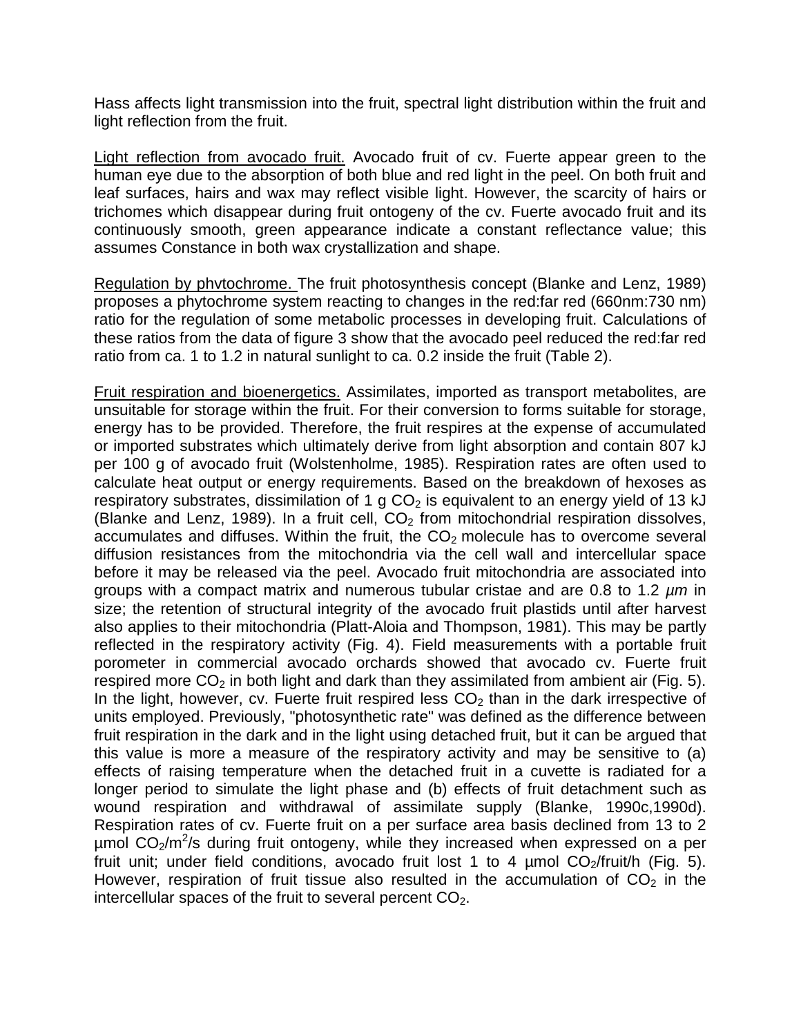Hass affects light transmission into the fruit, spectral light distribution within the fruit and light reflection from the fruit.

Light reflection from avocado fruit. Avocado fruit of cv. Fuerte appear green to the human eye due to the absorption of both blue and red light in the peel. On both fruit and leaf surfaces, hairs and wax may reflect visible light. However, the scarcity of hairs or trichomes which disappear during fruit ontogeny of the cv. Fuerte avocado fruit and its continuously smooth, green appearance indicate a constant reflectance value; this assumes Constance in both wax crystallization and shape.

Regulation by phvtochrome. The fruit photosynthesis concept (Blanke and Lenz, 1989) proposes a phytochrome system reacting to changes in the red:far red (660nm:730 nm) ratio for the regulation of some metabolic processes in developing fruit. Calculations of these ratios from the data of figure 3 show that the avocado peel reduced the red:far red ratio from ca. 1 to 1.2 in natural sunlight to ca. 0.2 inside the fruit (Table 2).

Fruit respiration and bioenergetics. Assimilates, imported as transport metabolites, are unsuitable for storage within the fruit. For their conversion to forms suitable for storage, energy has to be provided. Therefore, the fruit respires at the expense of accumulated or imported substrates which ultimately derive from light absorption and contain 807 kJ per 100 g of avocado fruit (Wolstenholme, 1985). Respiration rates are often used to calculate heat output or energy requirements. Based on the breakdown of hexoses as respiratory substrates, dissimilation of 1 g $CO_2$ is equivalent to an energy yield of 13 kJ (Blanke and Lenz, 1989). In a fruit cell, $CO_2$ from mitochondrial respiration dissolves, accumulates and diffuses. Within the fruit, the $CO_2$ molecule has to overcome several diffusion resistances from the mitochondria via the cell wall and intercellular space before it may be released via the peel. Avocado fruit mitochondria are associated into groups with a compact matrix and numerous tubular cristae and are 0.8 to 1.2 *µm* in size; the retention of structural integrity of the avocado fruit plastids until after harvest also applies to their mitochondria (Platt-Aloia and Thompson, 1981). This may be partly reflected in the respiratory activity (Fig. 4). Field measurements with a portable fruit porometer in commercial avocado orchards showed that avocado cv. Fuerte fruit respired more $CO_2$ in both light and dark than they assimilated from ambient air (Fig. 5). In the light, however, cv. Fuerte fruit respired less $CO_2$ than in the dark irrespective of units employed. Previously, "photosynthetic rate" was defined as the difference between fruit respiration in the dark and in the light using detached fruit, but it can be argued that this value is more a measure of the respiratory activity and may be sensitive to (a) effects of raising temperature when the detached fruit in a cuvette is radiated for a longer period to simulate the light phase and (b) effects of fruit detachment such as wound respiration and withdrawal of assimilate supply (Blanke, 1990c,1990d). Respiration rates of cv. Fuerte fruit on a per surface area basis declined from 13 to 2 µmol $CO_2/m^2/s$ during fruit ontogeny, while they increased when expressed on a per fruit unit; under field conditions, avocado fruit lost 1 to 4 µmol $CO_2$/fruit/h (Fig. 5). However, respiration of fruit tissue also resulted in the accumulation of $CO_2$ in the intercellular spaces of the fruit to several percent $CO_2$.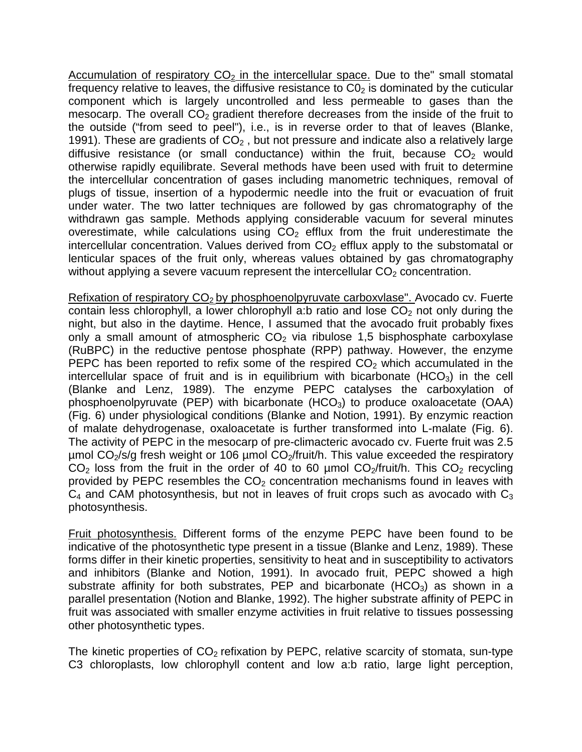Accumulation of respiratory $CO_2$ in the intercellular space. Due to the" small stomatal frequency relative to leaves, the diffusive resistance to $C0_2$ is dominated by the cuticular component which is largely uncontrolled and less permeable to gases than the mesocarp. The overall $CO_2$ gradient therefore decreases from the inside of the fruit to the outside ("from seed to peel"), i.e., is in reverse order to that of leaves (Blanke, 1991). These are gradients of $CO_2$ , but not pressure and indicate also a relatively large diffusive resistance (or small conductance) within the fruit, because $CO_2$ would otherwise rapidly equilibrate. Several methods have been used with fruit to determine the intercellular concentration of gases including manometric techniques, removal of plugs of tissue, insertion of a hypodermic needle into the fruit or evacuation of fruit under water. The two latter techniques are followed by gas chromatography of the withdrawn gas sample. Methods applying considerable vacuum for several minutes overestimate, while calculations using $CO_2$ efflux from the fruit underestimate the intercellular concentration. Values derived from $CO_2$ efflux apply to the substomatal or lenticular spaces of the fruit only, whereas values obtained by gas chromatography without applying a severe vacuum represent the intercellular $CO_2$ concentration.

Refixation of respiratory $CO_2$ by phosphoenolpyruvate carboxvlase". Avocado cv. Fuerte contain less chlorophyll, a lower chlorophyll a:b ratio and lose $CO_2$ not only during the night, but also in the daytime. Hence, I assumed that the avocado fruit probably fixes only a small amount of atmospheric $CO_2$ via ribulose 1,5 bisphosphate carboxylase (RuBPC) in the reductive pentose phosphate (RPP) pathway. However, the enzyme PEPC has been reported to refix some of the respired $CO_2$ which accumulated in the intercellular space of fruit and is in equilibrium with bicarbonate ($HCO_3$) in the cell (Blanke and Lenz, 1989). The enzyme PEPC catalyses the carboxylation of phosphoenolpyruvate (PEP) with bicarbonate ($HCO_3$) to produce oxaloacetate (OAA) (Fig. 6) under physiological conditions (Blanke and Notion, 1991). By enzymic reaction of malate dehydrogenase, oxaloacetate is further transformed into L-malate (Fig. 6). The activity of PEPC in the mesocarp of pre-climacteric avocado cv. Fuerte fruit was 2.5 µmol $CO_2$/s/g fresh weight or 106 µmol $CO_2$/fruit/h. This value exceeded the respiratory $CO_2$ loss from the fruit in the order of 40 to 60 µmol $CO_2$/fruit/h. This $CO_2$ recycling provided by PEPC resembles the $CO_2$ concentration mechanisms found in leaves with $C_4$ and CAM photosynthesis, but not in leaves of fruit crops such as avocado with $C_3$ photosynthesis.

Fruit photosynthesis. Different forms of the enzyme PEPC have been found to be indicative of the photosynthetic type present in a tissue (Blanke and Lenz, 1989). These forms differ in their kinetic properties, sensitivity to heat and in susceptibility to activators and inhibitors (Blanke and Notion, 1991). In avocado fruit, PEPC showed a high substrate affinity for both substrates, PEP and bicarbonate ($HCO_3$) as shown in a parallel presentation (Notion and Blanke, 1992). The higher substrate affinity of PEPC in fruit was associated with smaller enzyme activities in fruit relative to tissues possessing other photosynthetic types.

The kinetic properties of $CO_2$ refixation by PEPC, relative scarcity of stomata, sun-type C3 chloroplasts, low chlorophyll content and low a:b ratio, large light perception,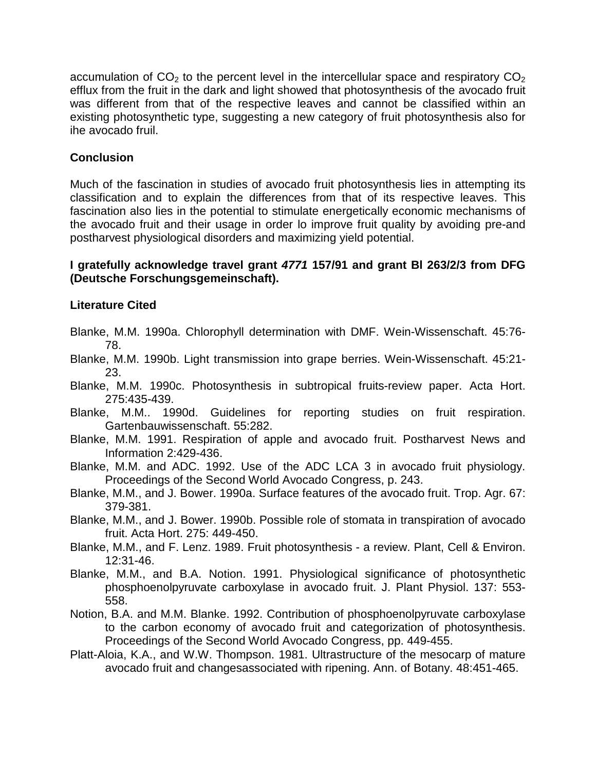accumulation of $CO_2$ to the percent level in the intercellular space and respiratory $CO_2$ efflux from the fruit in the dark and light showed that photosynthesis of the avocado fruit was different from that of the respective leaves and cannot be classified within an existing photosynthetic type, suggesting a new category of fruit photosynthesis also for ihe avocado fruil.

## Conclusion

Much of the fascination in studies of avocado fruit photosynthesis lies in attempting its classification and to explain the differences from that of its respective leaves. This fascination also lies in the potential to stimulate energetically economic mechanisms of the avocado fruit and their usage in order lo improve fruit quality by avoiding pre-and postharvest physiological disorders and maximizing yield potential.

**I gratefully acknowledge travel grant *4771* 157/91 and grant Bl 263/2/3 from DFG (Deutsche Forschungsgemeinschaft).**

## Literature Cited

Blanke, M.M. 1990a. Chlorophyll determination with DMF. Wein-Wissenschaft. 45:76-78.

Blanke, M.M. 1990b. Light transmission into grape berries. Wein-Wissenschaft. 45:21-23.

Blanke, M.M. 1990c. Photosynthesis in subtropical fruits-review paper. Acta Hort. 275:435-439.

Blanke, M.M.. 1990d. Guidelines for reporting studies on fruit respiration. Gartenbauwissenschaft. 55:282.

Blanke, M.M. 1991. Respiration of apple and avocado fruit. Postharvest News and Information 2:429-436.

Blanke, M.M. and ADC. 1992. Use of the ADC LCA 3 in avocado fruit physiology. Proceedings of the Second World Avocado Congress, p. 243.

Blanke, M.M., and J. Bower. 1990a. Surface features of the avocado fruit. Trop. Agr. 67: 379-381.

Blanke, M.M., and J. Bower. 1990b. Possible role of stomata in transpiration of avocado fruit. Acta Hort. 275: 449-450.

Blanke, M.M., and F. Lenz. 1989. Fruit photosynthesis - a review. Plant, Cell & Environ. 12:31-46.

Blanke, M.M., and B.A. Notion. 1991. Physiological significance of photosynthetic phosphoenolpyruvate carboxylase in avocado fruit. J. Plant Physiol. 137: 553-558.

Notion, B.A. and M.M. Blanke. 1992. Contribution of phosphoenolpyruvate carboxylase to the carbon economy of avocado fruit and categorization of photosynthesis. Proceedings of the Second World Avocado Congress, pp. 449-455.

Platt-Aloia, K.A., and W.W. Thompson. 1981. Ultrastructure of the mesocarp of mature avocado fruit and changesassociated with ripening. Ann. of Botany. 48:451-465.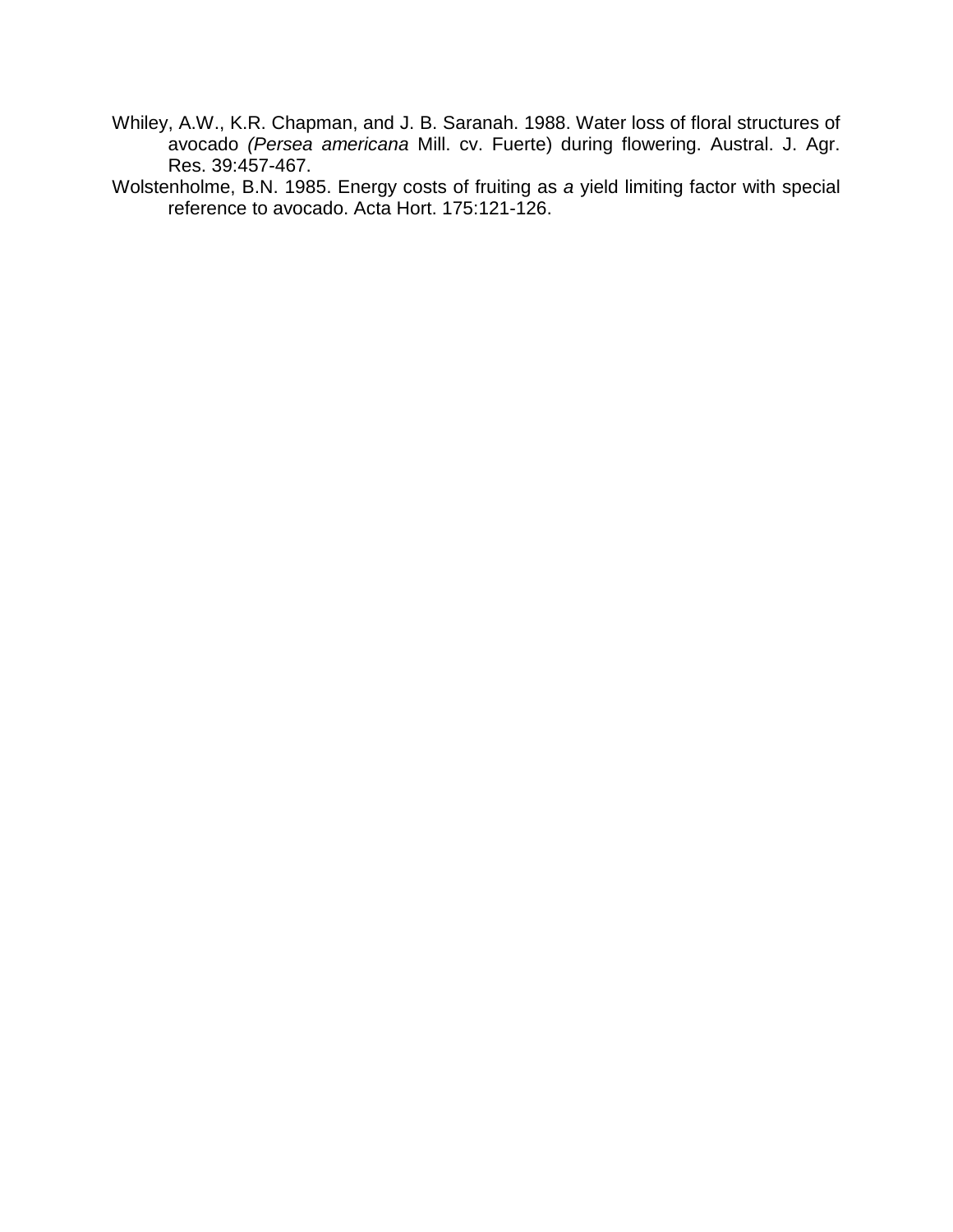Whiley, A.W., K.R. Chapman, and J. B. Saranah. 1988. Water loss of floral structures of avocado *(Persea americana* Mill. cv. Fuerte) during flowering. Austral. J. Agr. Res. 39:457-467.

Wolstenholme, B.N. 1985. Energy costs of fruiting as *a* yield limiting factor with special reference to avocado. Acta Hort. 175:121-126.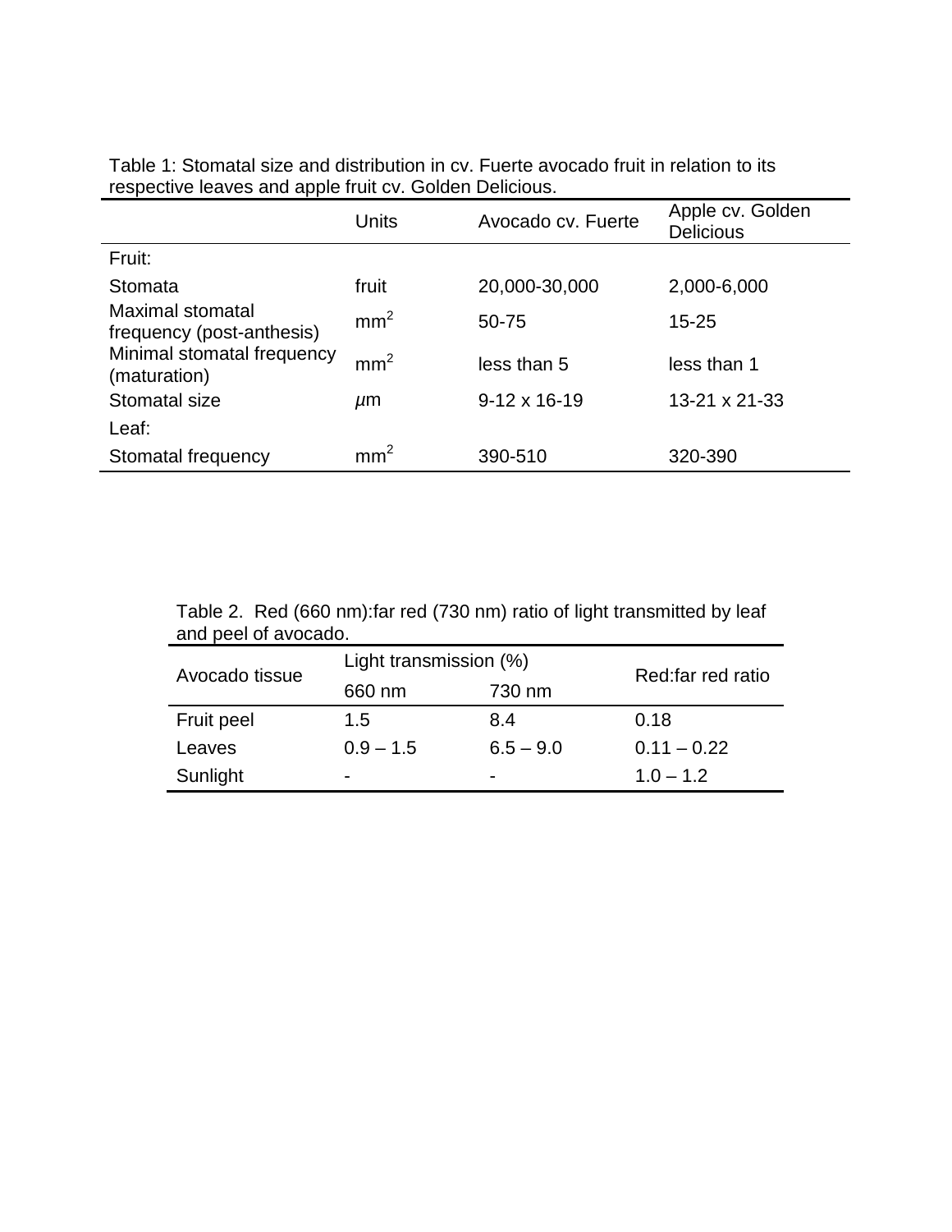Table 1: Stomatal size and distribution in cv. Fuerte avocado fruit in relation to its respective leaves and apple fruit cv. Golden Delicious.

| | Units | Avocado cv. Fuerte | Apple cv. Golden Delicious |
|---|---|---|---|
| Fruit: | | | |
| Stomata | fruit | 20,000-30,000 | 2,000-6,000 |
| Maximal stomatal frequency (post-anthesis) | $mm^2$ | 50-75 | 15-25 |
| Minimal stomatal frequency (maturation) | $mm^2$ | less than 5 | less than 1 |
| Stomatal size | $\mu$m | 9-12 x 16-19 | 13-21 x 21-33 |
| Leaf: | | | |
| Stomatal frequency | $mm^2$ | 390-510 | 320-390 |

Table 2. Red (660 nm):far red (730 nm) ratio of light transmitted by leaf and peel of avocado.

| Avocado tissue | Light transmission (%) | | Red:far red ratio |
|---|---|---|---|
| | 660 nm | 730 nm | |
| Fruit peel | 1.5 | 8.4 | 0.18 |
| Leaves | 0.9 – 1.5 | 6.5 – 9.0 | 0.11 – 0.22 |
| Sunlight | - | - | 1.0 – 1.2 |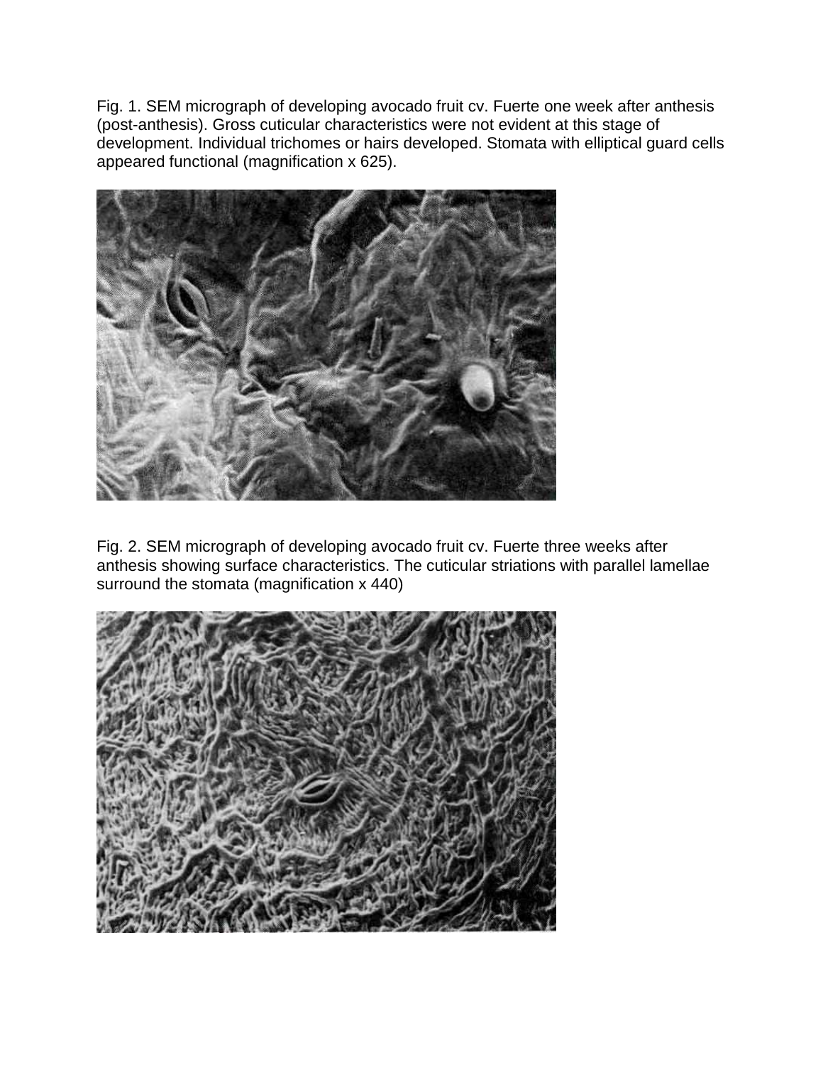Fig. 1. SEM micrograph of developing avocado fruit cv. Fuerte one week after anthesis (post-anthesis). Gross cuticular characteristics were not evident at this stage of development. Individual trichomes or hairs developed. Stomata with elliptical guard cells appeared functional (magnification x 625).

Fig. 2. SEM micrograph of developing avocado fruit cv. Fuerte three weeks after anthesis showing surface characteristics. The cuticular striations with parallel lamellae surround the stomata (magnification x 440)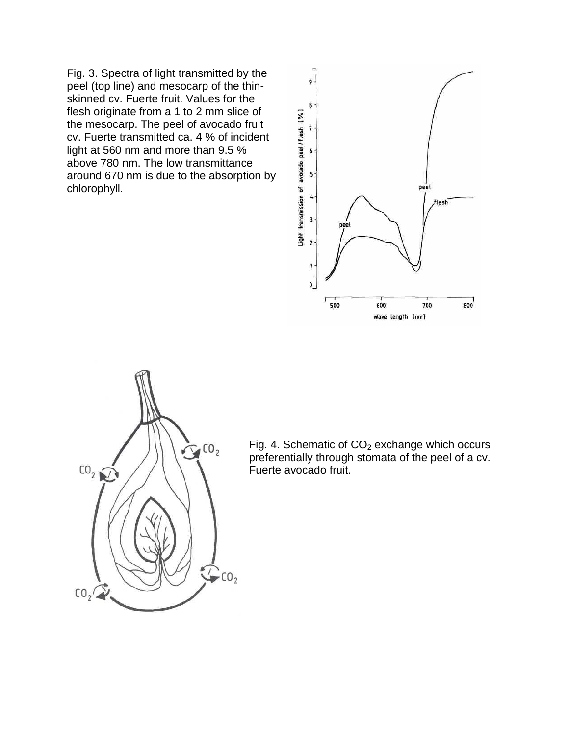Fig. 3. Spectra of light transmitted by the peel (top line) and mesocarp of the thin-skinned cv. Fuerte fruit. Values for the flesh originate from a 1 to 2 mm slice of the mesocarp. The peel of avocado fruit cv. Fuerte transmitted ca. 4 % of incident light at 560 nm and more than 9.5 % above 780 nm. The low transmittance around 670 nm is due to the absorption by chlorophyll.

Fig. 4. Schematic of $CO_2$ exchange which occurs preferentially through stomata of the peel of a cv. Fuerte avocado fruit.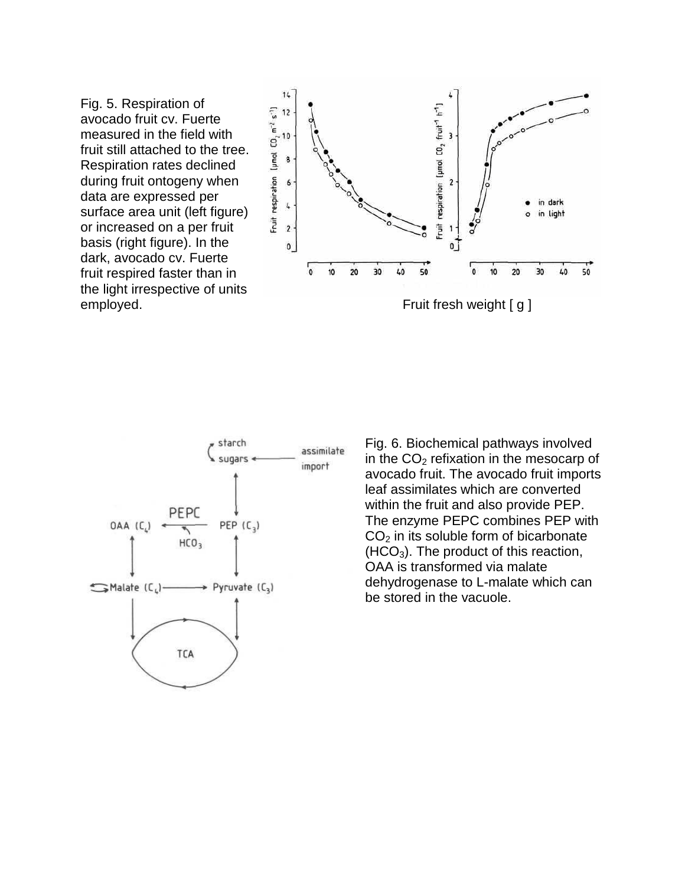Fig. 5. Respiration of avocado fruit cv. Fuerte measured in the field with fruit still attached to the tree. Respiration rates declined during fruit ontogeny when data are expressed per surface area unit (left figure) or increased on a per fruit basis (right figure). In the dark, avocado cv. Fuerte fruit respired faster than in the light irrespective of units employed.

Fruit respiration [µmol $CO_2$ $m^{-2}$ $s^{-1}$]

14
12
10
8
6
4
2
0

0 10 20 30 40 50

Fruit respiration [µmol $CO_2$ $fruit^{-1}$ $h^{-1}$]

4
3
2
1
0

0 10 20 30 40 50

● in dark
○ in light

Fruit fresh weight [ g ]

starch
sugars
assimilate import
PEPC
OAA ($C_4$)
PEP ($C_3$)
$HCO_3$
Malate ($C_4$)
Pyruvate ($C_3$)
TCA

Fig. 6. Biochemical pathways involved in the $CO_2$ refixation in the mesocarp of avocado fruit. The avocado fruit imports leaf assimilates which are converted within the fruit and also provide PEP. The enzyme PEPC combines PEP with $CO_2$ in its soluble form of bicarbonate ($HCO_3$). The product of this reaction, OAA is transformed via malate dehydrogenase to L-malate which can be stored in the vacuole.